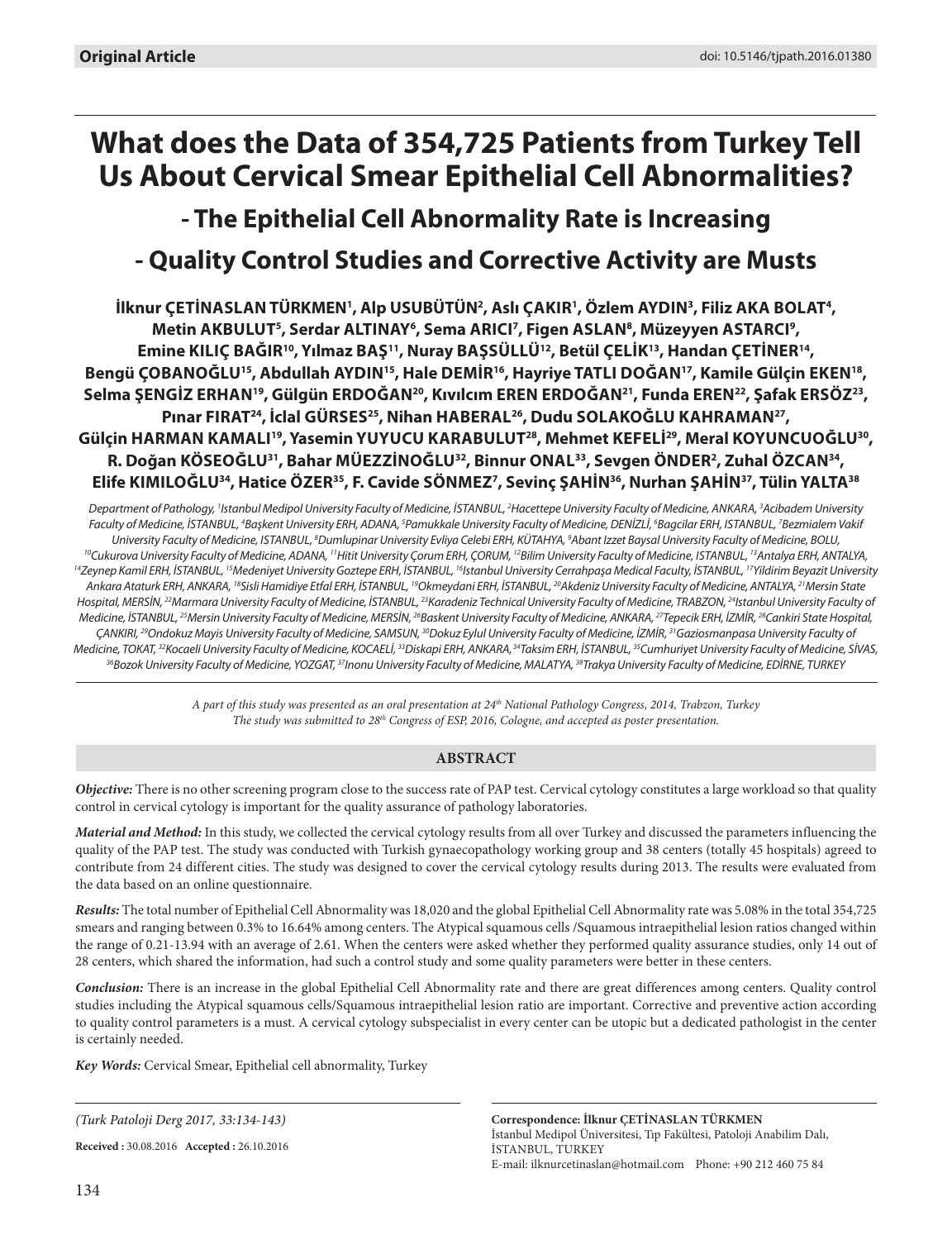**Original Article**

doi: 10.5146/tjpath.2016.01380

# What does the Data of 354,725 Patients from Turkey Tell Us About Cervical Smear Epithelial Cell Abnormalities?

## - The Epithelial Cell Abnormality Rate is Increasing

## - Quality Control Studies and Corrective Activity are Musts

**İlknur ÇETİNASLAN TÜRKMEN[1], Alp USUBÜTÜN[2], Aslı ÇAKIR[1], Özlem AYDIN[3], Filiz AKA BOLAT[4], Metin AKBULUT[5], Serdar ALTINAY[6], Sema ARICI[7], Figen ASLAN[8], Müzeyyen ASTARCI[9], Emine KILIÇ BAĞIR[10], Yılmaz BAŞ[11], Nuray BAŞSÜLLÜ[12], Betül ÇELİK[13], Handan ÇETİNER[14], Bengü ÇOBANOĞLU[15], Abdullah AYDIN[15], Hale DEMİR[16], Hayriye TATLI DOĞAN[17], Kamile Gülçin EKEN[18], Selma ŞENGİZ ERHAN[19], Gülgün ERDOĞAN[20], Kıvılcım EREN ERDOĞAN[21], Funda EREN[22], Şafak ERSÖZ[23], Pınar FIRAT[24], İclal GÜRSES[25], Nihan HABERAL[26], Dudu SOLAKOĞLU KAHRAMAN[27], Gülçin HARMAN KAMALI[19], Yasemin YUYUCU KARABULUT[28], Mehmet KEFELİ[29], Meral KOYUNCUOĞLU[30], R. Doğan KÖSEOĞLU[31], Bahar MÜEZZİNOĞLU[32], Binnur ONAL[33], Sevgen ÖNDER[2], Zuhal ÖZCAN[34], Elife KIMILOĞLU[34], Hatice ÖZER[35], F. Cavide SÖNMEZ[7], Sevinç ŞAHİN[36], Nurhan ŞAHİN[37], Tülin YALTA[38]**

*Department of Pathology, [1]Istanbul Medipol University Faculty of Medicine, İSTANBUL, [2]Hacettepe University Faculty of Medicine, ANKARA, [3]Acibadem University Faculty of Medicine, İSTANBUL, [4]Başkent University ERH, ADANA, [5]Pamukkale University Faculty of Medicine, DENİZLİ, [6]Bagcilar ERH, ISTANBUL, [7]Bezmialem Vakif University Faculty of Medicine, ISTANBUL, [8]Dumlupinar University Evliya Celebi ERH, KÜTAHYA, [9]Abant Izzet Baysal University Faculty of Medicine, BOLU, [10]Cukurova University Faculty of Medicine, ADANA, [11]Hitit University Çorum ERH, ÇORUM, [12]Bilim University Faculty of Medicine, ISTANBUL, [13]Antalya ERH, ANTALYA, [14]Zeynep Kamil ERH, İSTANBUL, [15]Medeniyet University Goztepe ERH, İSTANBUL, [16]Istanbul University Cerrahpaşa Medical Faculty, İSTANBUL, [17]Yildirim Beyazit University Ankara Ataturk ERH, ANKARA, [18]Sisli Hamidiye Etfal ERH, İSTANBUL, [19]Okmeydani ERH, İSTANBUL, [20]Akdeniz University Faculty of Medicine, ANTALYA, [21]Mersin State Hospital, MERSİN, [22]Marmara University Faculty of Medicine, İSTANBUL, [23]Karadeniz Technical University Faculty of Medicine, TRABZON, [24]Istanbul University Faculty of Medicine, İSTANBUL, [25]Mersin University Faculty of Medicine, MERSİN, [26]Baskent University Faculty of Medicine, ANKARA, [27]Tepecik ERH, İZMİR, [28]Cankiri State Hospital, ÇANKIRI, [29]Ondokuz Mayis University Faculty of Medicine, SAMSUN, [30]Dokuz Eylul University Faculty of Medicine, İZMİR, [31]Gaziosmanpasa University Faculty of Medicine, TOKAT, [32]Kocaeli University Faculty of Medicine, KOCAELİ, [33]Diskapi ERH, ANKARA, [34]Taksim ERH, İSTANBUL, [35]Cumhuriyet University Faculty of Medicine, SİVAS, [36]Bozok University Faculty of Medicine, YOZGAT, [37]Inonu University Faculty of Medicine, MALATYA, [38]Trakya University Faculty of Medicine, EDİRNE, TURKEY*

*A part of this study was presented as an oral presentation at 24th National Pathology Congress, 2014, Trabzon, Turkey*
*The study was submitted to 28th Congress of ESP, 2016, Cologne, and accepted as poster presentation.*

## ABSTRACT

***Objective:*** There is no other screening program close to the success rate of PAP test. Cervical cytology constitutes a large workload so that quality control in cervical cytology is important for the quality assurance of pathology laboratories.

***Material and Method:*** In this study, we collected the cervical cytology results from all over Turkey and discussed the parameters influencing the quality of the PAP test. The study was conducted with Turkish gynaecopathology working group and 38 centers (totally 45 hospitals) agreed to contribute from 24 different cities. The study was designed to cover the cervical cytology results during 2013. The results were evaluated from the data based on an online questionnaire.

***Results:*** The total number of Epithelial Cell Abnormality was 18,020 and the global Epithelial Cell Abnormality rate was 5.08% in the total 354,725 smears and ranging between 0.3% to 16.64% among centers. The Atypical squamous cells /Squamous intraepithelial lesion ratios changed within the range of 0.21-13.94 with an average of 2.61. When the centers were asked whether they performed quality assurance studies, only 14 out of 28 centers, which shared the information, had such a control study and some quality parameters were better in these centers.

***Conclusion:*** There is an increase in the global Epithelial Cell Abnormality rate and there are great differences among centers. Quality control studies including the Atypical squamous cells/Squamous intraepithelial lesion ratio are important. Corrective and preventive action according to quality control parameters is a must. A cervical cytology subspecialist in every center can be utopic but a dedicated pathologist in the center is certainly needed.

**Key Words:** Cervical Smear, Epithelial cell abnormality, Turkey

**Received :** 30.08.2016 **Accepted :** 26.10.2016

**Correspondence: İlknur ÇETİNASLAN TÜRKMEN**
İstanbul Medipol Üniversitesi, Tıp Fakültesi, Patoloji Anabilim Dalı,
İSTANBUL, TURKEY
E-mail: ilknurcetinaslan@hotmail.com Phone: +90 212 460 75 84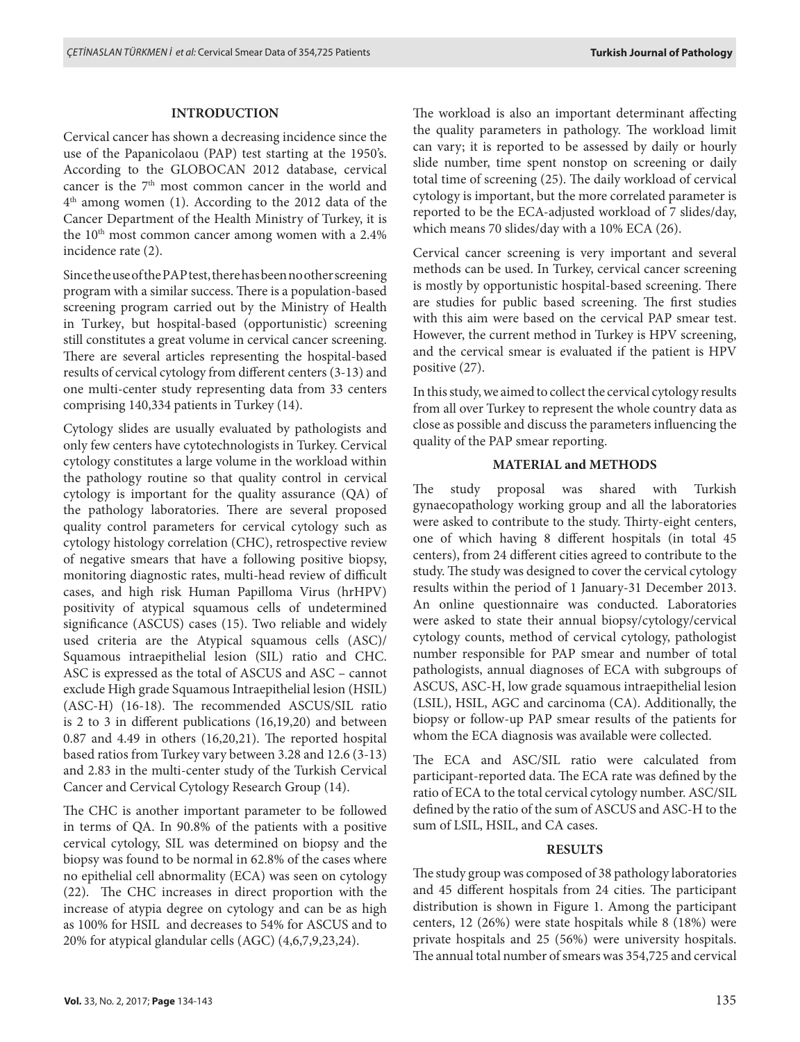## INTRODUCTION

Cervical cancer has shown a decreasing incidence since the use of the Papanicolaou (PAP) test starting at the 1950's. According to the GLOBOCAN 2012 database, cervical cancer is the 7th most common cancer in the world and 4th among women (1). According to the 2012 data of the Cancer Department of the Health Ministry of Turkey, it is the 10th most common cancer among women with a 2.4% incidence rate (2).

Since the use of the PAP test, there has been no other screening program with a similar success. There is a population-based screening program carried out by the Ministry of Health in Turkey, but hospital-based (opportunistic) screening still constitutes a great volume in cervical cancer screening. There are several articles representing the hospital-based results of cervical cytology from different centers (3-13) and one multi-center study representing data from 33 centers comprising 140,334 patients in Turkey (14).

Cytology slides are usually evaluated by pathologists and only few centers have cytotechnologists in Turkey. Cervical cytology constitutes a large volume in the workload within the pathology routine so that quality control in cervical cytology is important for the quality assurance (QA) of the pathology laboratories. There are several proposed quality control parameters for cervical cytology such as cytology histology correlation (CHC), retrospective review of negative smears that have a following positive biopsy, monitoring diagnostic rates, multi-head review of difficult cases, and high risk Human Papilloma Virus (hrHPV) positivity of atypical squamous cells of undetermined significance (ASCUS) cases (15). Two reliable and widely used criteria are the Atypical squamous cells (ASC)/ Squamous intraepithelial lesion (SIL) ratio and CHC. ASC is expressed as the total of ASCUS and ASC – cannot exclude High grade Squamous Intraepithelial lesion (HSIL) (ASC-H) (16-18). The recommended ASCUS/SIL ratio is 2 to 3 in different publications (16,19,20) and between 0.87 and 4.49 in others (16,20,21). The reported hospital based ratios from Turkey vary between 3.28 and 12.6 (3-13) and 2.83 in the multi-center study of the Turkish Cervical Cancer and Cervical Cytology Research Group (14).

The CHC is another important parameter to be followed in terms of QA. In 90.8% of the patients with a positive cervical cytology, SIL was determined on biopsy and the biopsy was found to be normal in 62.8% of the cases where no epithelial cell abnormality (ECA) was seen on cytology (22). The CHC increases in direct proportion with the increase of atypia degree on cytology and can be as high as 100% for HSIL and decreases to 54% for ASCUS and to 20% for atypical glandular cells (AGC) (4,6,7,9,23,24).

The workload is also an important determinant affecting the quality parameters in pathology. The workload limit can vary; it is reported to be assessed by daily or hourly slide number, time spent nonstop on screening or daily total time of screening (25). The daily workload of cervical cytology is important, but the more correlated parameter is reported to be the ECA-adjusted workload of 7 slides/day, which means 70 slides/day with a 10% ECA (26).

Cervical cancer screening is very important and several methods can be used. In Turkey, cervical cancer screening is mostly by opportunistic hospital-based screening. There are studies for public based screening. The first studies with this aim were based on the cervical PAP smear test. However, the current method in Turkey is HPV screening, and the cervical smear is evaluated if the patient is HPV positive (27).

In this study, we aimed to collect the cervical cytology results from all over Turkey to represent the whole country data as close as possible and discuss the parameters influencing the quality of the PAP smear reporting.

## MATERIAL and METHODS

The study proposal was shared with Turkish gynaecopathology working group and all the laboratories were asked to contribute to the study. Thirty-eight centers, one of which having 8 different hospitals (in total 45 centers), from 24 different cities agreed to contribute to the study. The study was designed to cover the cervical cytology results within the period of 1 January-31 December 2013. An online questionnaire was conducted. Laboratories were asked to state their annual biopsy/cytology/cervical cytology counts, method of cervical cytology, pathologist number responsible for PAP smear and number of total pathologists, annual diagnoses of ECA with subgroups of ASCUS, ASC-H, low grade squamous intraepithelial lesion (LSIL), HSIL, AGC and carcinoma (CA). Additionally, the biopsy or follow-up PAP smear results of the patients for whom the ECA diagnosis was available were collected.

The ECA and ASC/SIL ratio were calculated from participant-reported data. The ECA rate was defined by the ratio of ECA to the total cervical cytology number. ASC/SIL defined by the ratio of the sum of ASCUS and ASC-H to the sum of LSIL, HSIL, and CA cases.

## RESULTS

The study group was composed of 38 pathology laboratories and 45 different hospitals from 24 cities. The participant distribution is shown in Figure 1. Among the participant centers, 12 (26%) were state hospitals while 8 (18%) were private hospitals and 25 (56%) were university hospitals. The annual total number of smears was 354,725 and cervical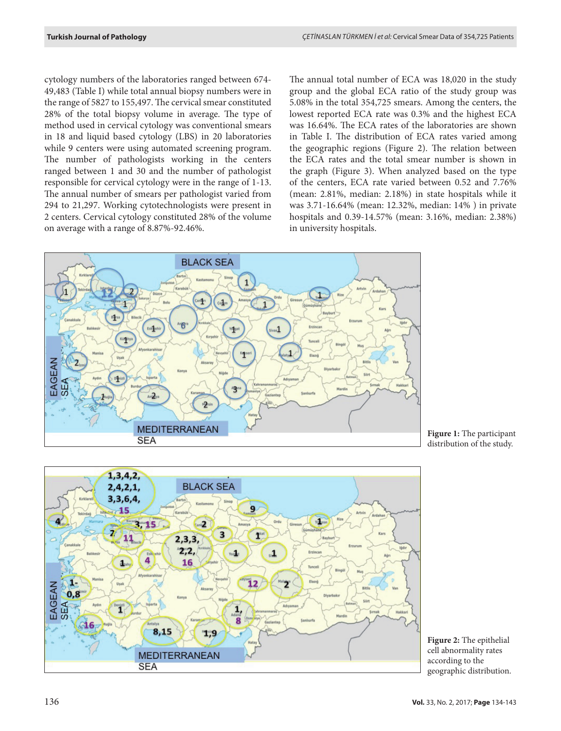cytology numbers of the laboratories ranged between 674-49,483 (Table I) while total annual biopsy numbers were in the range of 5827 to 155,497. The cervical smear constituted 28% of the total biopsy volume in average. The type of method used in cervical cytology was conventional smears in 18 and liquid based cytology (LBS) in 20 laboratories while 9 centers were using automated screening program. The number of pathologists working in the centers ranged between 1 and 30 and the number of pathologist responsible for cervical cytology were in the range of 1-13. The annual number of smears per pathologist varied from 294 to 21,297. Working cytotechnologists were present in 2 centers. Cervical cytology constituted 28% of the volume on average with a range of 8.87%-92.46%.

The annual total number of ECA was 18,020 in the study group and the global ECA ratio of the study group was 5.08% in the total 354,725 smears. Among the centers, the lowest reported ECA rate was 0.3% and the highest ECA was 16.64%. The ECA rates of the laboratories are shown in Table I. The distribution of ECA rates varied among the geographic regions (Figure 2). The relation between the ECA rates and the total smear number is shown in the graph (Figure 3). When analyzed based on the type of the centers, ECA rate varied between 0.52 and 7.76% (mean: 2.81%, median: 2.18%) in state hospitals while it was 3.71-16.64% (mean: 12.32%, median: 14% ) in private hospitals and 0.39-14.57% (mean: 3.16%, median: 2.38%) in university hospitals.

**Figure 1:** The participant distribution of the study.

**Figure 2:** The epithelial cell abnormality rates according to the geographic distribution.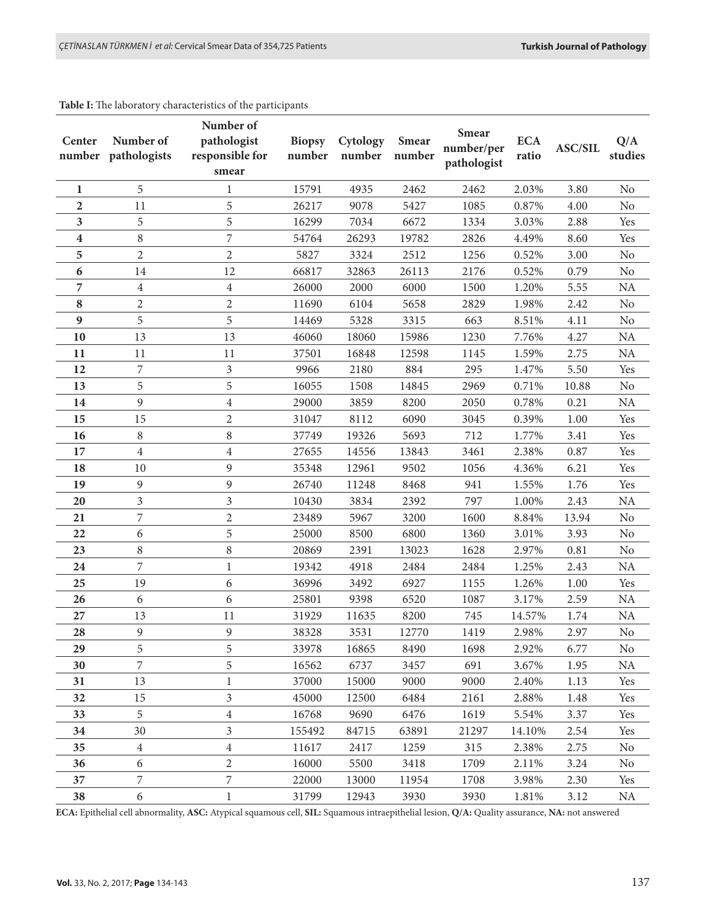**Table I:** The laboratory characteristics of the participants

| Center number | Number of pathologists | Number of pathologist responsible for smear | Biopsy number | Cytology number | Smear number | Smear number/per pathologist | ECA ratio | ASC/SIL | Q/A studies |
|---|---|---|---|---|---|---|---|---|---|
| **1** | 5 | 1 | 15791 | 4935 | 2462 | 2462 | 2.03% | 3.80 | No |
| **2** | 11 | 5 | 26217 | 9078 | 5427 | 1085 | 0.87% | 4.00 | No |
| **3** | 5 | 5 | 16299 | 7034 | 6672 | 1334 | 3.03% | 2.88 | Yes |
| **4** | 8 | 7 | 54764 | 26293 | 19782 | 2826 | 4.49% | 8.60 | Yes |
| **5** | 2 | 2 | 5827 | 3324 | 2512 | 1256 | 0.52% | 3.00 | No |
| **6** | 14 | 12 | 66817 | 32863 | 26113 | 2176 | 0.52% | 0.79 | No |
| **7** | 4 | 4 | 26000 | 2000 | 6000 | 1500 | 1.20% | 5.55 | NA |
| **8** | 2 | 2 | 11690 | 6104 | 5658 | 2829 | 1.98% | 2.42 | No |
| **9** | 5 | 5 | 14469 | 5328 | 3315 | 663 | 8.51% | 4.11 | No |
| **10** | 13 | 13 | 46060 | 18060 | 15986 | 1230 | 7.76% | 4.27 | NA |
| **11** | 11 | 11 | 37501 | 16848 | 12598 | 1145 | 1.59% | 2.75 | NA |
| **12** | 7 | 3 | 9966 | 2180 | 884 | 295 | 1.47% | 5.50 | Yes |
| **13** | 5 | 5 | 16055 | 1508 | 14845 | 2969 | 0.71% | 10.88 | No |
| **14** | 9 | 4 | 29000 | 3859 | 8200 | 2050 | 0.78% | 0.21 | NA |
| **15** | 15 | 2 | 31047 | 8112 | 6090 | 3045 | 0.39% | 1.00 | Yes |
| **16** | 8 | 8 | 37749 | 19326 | 5693 | 712 | 1.77% | 3.41 | Yes |
| **17** | 4 | 4 | 27655 | 14556 | 13843 | 3461 | 2.38% | 0.87 | Yes |
| **18** | 10 | 9 | 35348 | 12961 | 9502 | 1056 | 4.36% | 6.21 | Yes |
| **19** | 9 | 9 | 26740 | 11248 | 8468 | 941 | 1.55% | 1.76 | Yes |
| **20** | 3 | 3 | 10430 | 3834 | 2392 | 797 | 1.00% | 2.43 | NA |
| **21** | 7 | 2 | 23489 | 5967 | 3200 | 1600 | 8.84% | 13.94 | No |
| **22** | 6 | 5 | 25000 | 8500 | 6800 | 1360 | 3.01% | 3.93 | No |
| **23** | 8 | 8 | 20869 | 2391 | 13023 | 1628 | 2.97% | 0.81 | No |
| **24** | 7 | 1 | 19342 | 4918 | 2484 | 2484 | 1.25% | 2.43 | NA |
| **25** | 19 | 6 | 36996 | 3492 | 6927 | 1155 | 1.26% | 1.00 | Yes |
| **26** | 6 | 6 | 25801 | 9398 | 6520 | 1087 | 3.17% | 2.59 | NA |
| **27** | 13 | 11 | 31929 | 11635 | 8200 | 745 | 14.57% | 1.74 | NA |
| **28** | 9 | 9 | 38328 | 3531 | 12770 | 1419 | 2.98% | 2.97 | No |
| **29** | 5 | 5 | 33978 | 16865 | 8490 | 1698 | 2.92% | 6.77 | No |
| **30** | 7 | 5 | 16562 | 6737 | 3457 | 691 | 3.67% | 1.95 | NA |
| **31** | 13 | 1 | 37000 | 15000 | 9000 | 9000 | 2.40% | 1.13 | Yes |
| **32** | 15 | 3 | 45000 | 12500 | 6484 | 2161 | 2.88% | 1.48 | Yes |
| **33** | 5 | 4 | 16768 | 9690 | 6476 | 1619 | 5.54% | 3.37 | Yes |
| **34** | 30 | 3 | 155492 | 84715 | 63891 | 21297 | 14.10% | 2.54 | Yes |
| **35** | 4 | 4 | 11617 | 2417 | 1259 | 315 | 2.38% | 2.75 | No |
| **36** | 6 | 2 | 16000 | 5500 | 3418 | 1709 | 2.11% | 3.24 | No |
| **37** | 7 | 7 | 22000 | 13000 | 11954 | 1708 | 3.98% | 2.30 | Yes |
| **38** | 6 | 1 | 31799 | 12943 | 3930 | 3930 | 1.81% | 3.12 | NA |

**ECA:** Epithelial cell abnormality, **ASC:** Atypical squamous cell, **SIL:** Squamous intraepithelial lesion, **Q/A:** Quality assurance, **NA:** not answered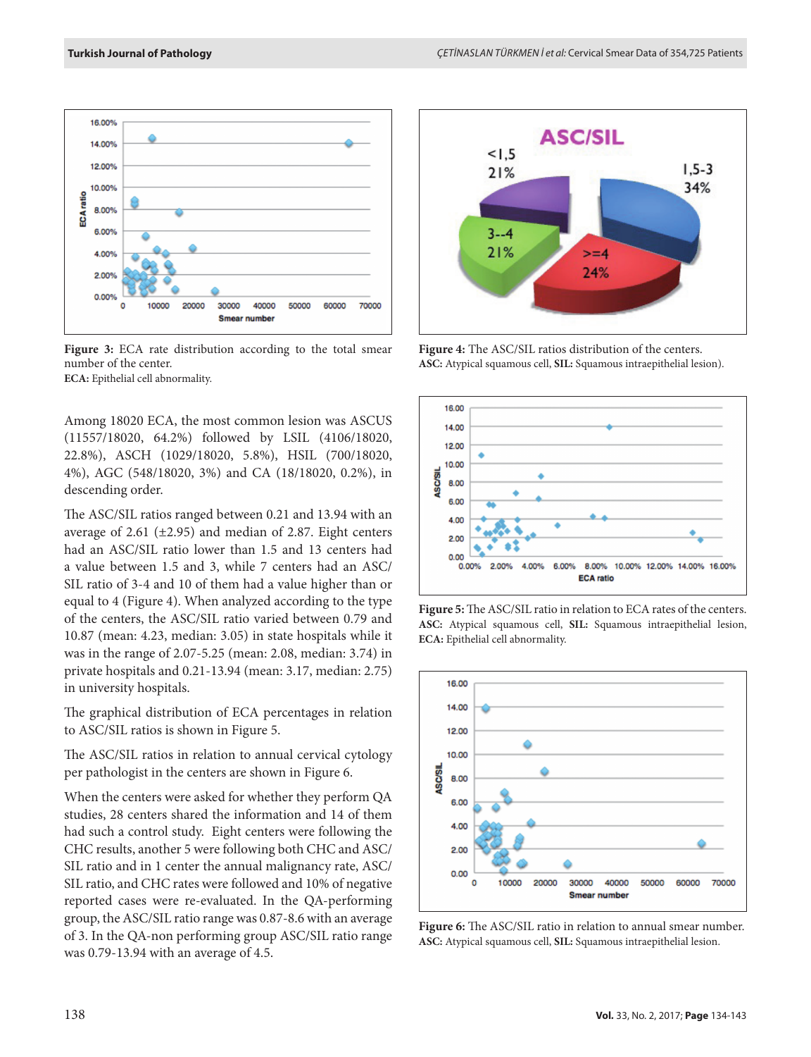Figure 3: ECA rate distribution according to the total smear number of the center.
**ECA:** Epithelial cell abnormality.

Among 18020 ECA, the most common lesion was ASCUS (11557/18020, 64.2%) followed by LSIL (4106/18020, 22.8%), ASCH (1029/18020, 5.8%), HSIL (700/18020, 4%), AGC (548/18020, 3%) and CA (18/18020, 0.2%), in descending order.

The ASC/SIL ratios ranged between 0.21 and 13.94 with an average of 2.61 (±2.95) and median of 2.87. Eight centers had an ASC/SIL ratio lower than 1.5 and 13 centers had a value between 1.5 and 3, while 7 centers had an ASC/SIL ratio of 3-4 and 10 of them had a value higher than or equal to 4 (Figure 4). When analyzed according to the type of the centers, the ASC/SIL ratio varied between 0.79 and 10.87 (mean: 4.23, median: 3.05) in state hospitals while it was in the range of 2.07-5.25 (mean: 2.08, median: 3.74) in private hospitals and 0.21-13.94 (mean: 3.17, median: 2.75) in university hospitals.

The graphical distribution of ECA percentages in relation to ASC/SIL ratios is shown in Figure 5.

The ASC/SIL ratios in relation to annual cervical cytology per pathologist in the centers are shown in Figure 6.

When the centers were asked for whether they perform QA studies, 28 centers shared the information and 14 of them had such a control study. Eight centers were following the CHC results, another 5 were following both CHC and ASC/SIL ratio and in 1 center the annual malignancy rate, ASC/SIL ratio, and CHC rates were followed and 10% of negative reported cases were re-evaluated. In the QA-performing group, the ASC/SIL ratio range was 0.87-8.6 with an average of 3. In the QA-non performing group ASC/SIL ratio range was 0.79-13.94 with an average of 4.5.

Figure 4: The ASC/SIL ratios distribution of the centers.
**ASC:** Atypical squamous cell, **SIL:** Squamous intraepithelial lesion).

Figure 5: The ASC/SIL ratio in relation to ECA rates of the centers.
**ASC:** Atypical squamous cell, **SIL:** Squamous intraepithelial lesion, **ECA:** Epithelial cell abnormality.

Figure 6: The ASC/SIL ratio in relation to annual smear number.
**ASC:** Atypical squamous cell, **SIL:** Squamous intraepithelial lesion.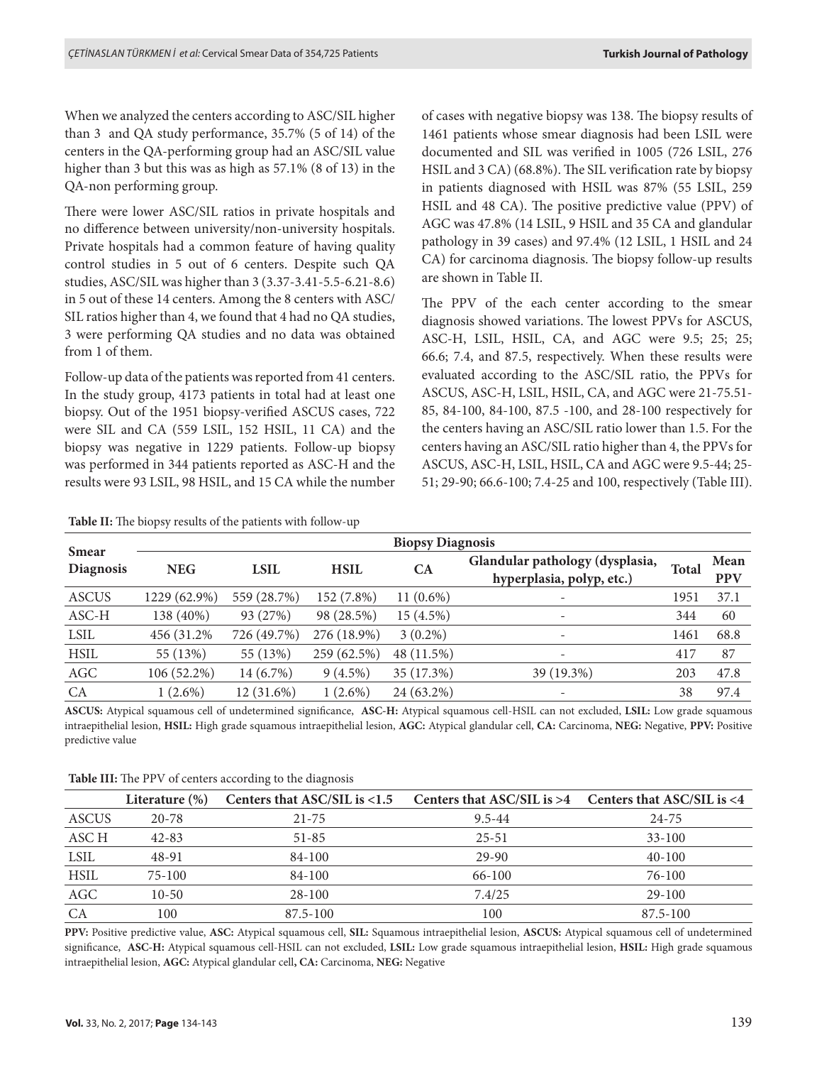When we analyzed the centers according to ASC/SIL higher than 3 and QA study performance, 35.7% (5 of 14) of the centers in the QA-performing group had an ASC/SIL value higher than 3 but this was as high as 57.1% (8 of 13) in the QA-non performing group.

There were lower ASC/SIL ratios in private hospitals and no difference between university/non-university hospitals. Private hospitals had a common feature of having quality control studies in 5 out of 6 centers. Despite such QA studies, ASC/SIL was higher than 3 (3.37-3.41-5.5-6.21-8.6) in 5 out of these 14 centers. Among the 8 centers with ASC/SIL ratios higher than 4, we found that 4 had no QA studies, 3 were performing QA studies and no data was obtained from 1 of them.

Follow-up data of the patients was reported from 41 centers. In the study group, 4173 patients in total had at least one biopsy. Out of the 1951 biopsy-verified ASCUS cases, 722 were SIL and CA (559 LSIL, 152 HSIL, 11 CA) and the biopsy was negative in 1229 patients. Follow-up biopsy was performed in 344 patients reported as ASC-H and the results were 93 LSIL, 98 HSIL, and 15 CA while the number of cases with negative biopsy was 138. The biopsy results of 1461 patients whose smear diagnosis had been LSIL were documented and SIL was verified in 1005 (726 LSIL, 276 HSIL and 3 CA) (68.8%). The SIL verification rate by biopsy in patients diagnosed with HSIL was 87% (55 LSIL, 259 HSIL and 48 CA). The positive predictive value (PPV) of AGC was 47.8% (14 LSIL, 9 HSIL and 35 CA and glandular pathology in 39 cases) and 97.4% (12 LSIL, 1 HSIL and 24 CA) for carcinoma diagnosis. The biopsy follow-up results are shown in Table II.

The PPV of the each center according to the smear diagnosis showed variations. The lowest PPVs for ASCUS, ASC-H, LSIL, HSIL, CA, and AGC were 9.5; 25; 25; 66.6; 7.4, and 87.5, respectively. When these results were evaluated according to the ASC/SIL ratio, the PPVs for ASCUS, ASC-H, LSIL, HSIL, CA, and AGC were 21-75.51-85, 84-100, 84-100, 87.5 -100, and 28-100 respectively for the centers having an ASC/SIL ratio lower than 1.5. For the centers having an ASC/SIL ratio higher than 4, the PPVs for ASCUS, ASC-H, LSIL, HSIL, CA and AGC were 9.5-44; 25-51; 29-90; 66.6-100; 7.4-25 and 100, respectively (Table III).

**Table II:** The biopsy results of the patients with follow-up

| Smear Diagnosis | Biopsy Diagnosis | | | | | | |
|---|---|---|---|---|---|---|---|
| | NEG | LSIL | HSIL | CA | Glandular pathology (dysplasia, hyperplasia, polyp, etc.) | Total | Mean PPV |
| ASCUS | 1229 (62.9%) | 559 (28.7%) | 152 (7.8%) | 11 (0.6%) | - | 1951 | 37.1 |
| ASC-H | 138 (40%) | 93 (27%) | 98 (28.5%) | 15 (4.5%) | - | 344 | 60 |
| LSIL | 456 (31.2% | 726 (49.7%) | 276 (18.9%) | 3 (0.2%) | - | 1461 | 68.8 |
| HSIL | 55 (13%) | 55 (13%) | 259 (62.5%) | 48 (11.5%) | - | 417 | 87 |
| AGC | 106 (52.2%) | 14 (6.7%) | 9 (4.5%) | 35 (17.3%) | 39 (19.3%) | 203 | 47.8 |
| CA | 1 (2.6%) | 12 (31.6%) | 1 (2.6%) | 24 (63.2%) | - | 38 | 97.4 |

**ASCUS:** Atypical squamous cell of undetermined significance, **ASC-H:** Atypical squamous cell-HSIL can not excluded, **LSIL:** Low grade squamous intraepithelial lesion, **HSIL:** High grade squamous intraepithelial lesion, **AGC:** Atypical glandular cell, **CA:** Carcinoma, **NEG:** Negative, **PPV:** Positive predictive value

**Table III:** The PPV of centers according to the diagnosis

| | Literature (%) | Centers that ASC/SIL is <1.5 | Centers that ASC/SIL is >4 | Centers that ASC/SIL is <4 |
|---|---|---|---|---|
| ASCUS | 20-78 | 21-75 | 9.5-44 | 24-75 |
| ASC H | 42-83 | 51-85 | 25-51 | 33-100 |
| LSIL | 48-91 | 84-100 | 29-90 | 40-100 |
| HSIL | 75-100 | 84-100 | 66-100 | 76-100 |
| AGC | 10-50 | 28-100 | 7.4/25 | 29-100 |
| CA | 100 | 87.5-100 | 100 | 87.5-100 |

**PPV:** Positive predictive value, **ASC:** Atypical squamous cell, **SIL:** Squamous intraepithelial lesion, **ASCUS:** Atypical squamous cell of undetermined significance, **ASC-H:** Atypical squamous cell-HSIL can not excluded, **LSIL:** Low grade squamous intraepithelial lesion, **HSIL:** High grade squamous intraepithelial lesion, **AGC:** Atypical glandular cell**, CA:** Carcinoma, **NEG:** Negative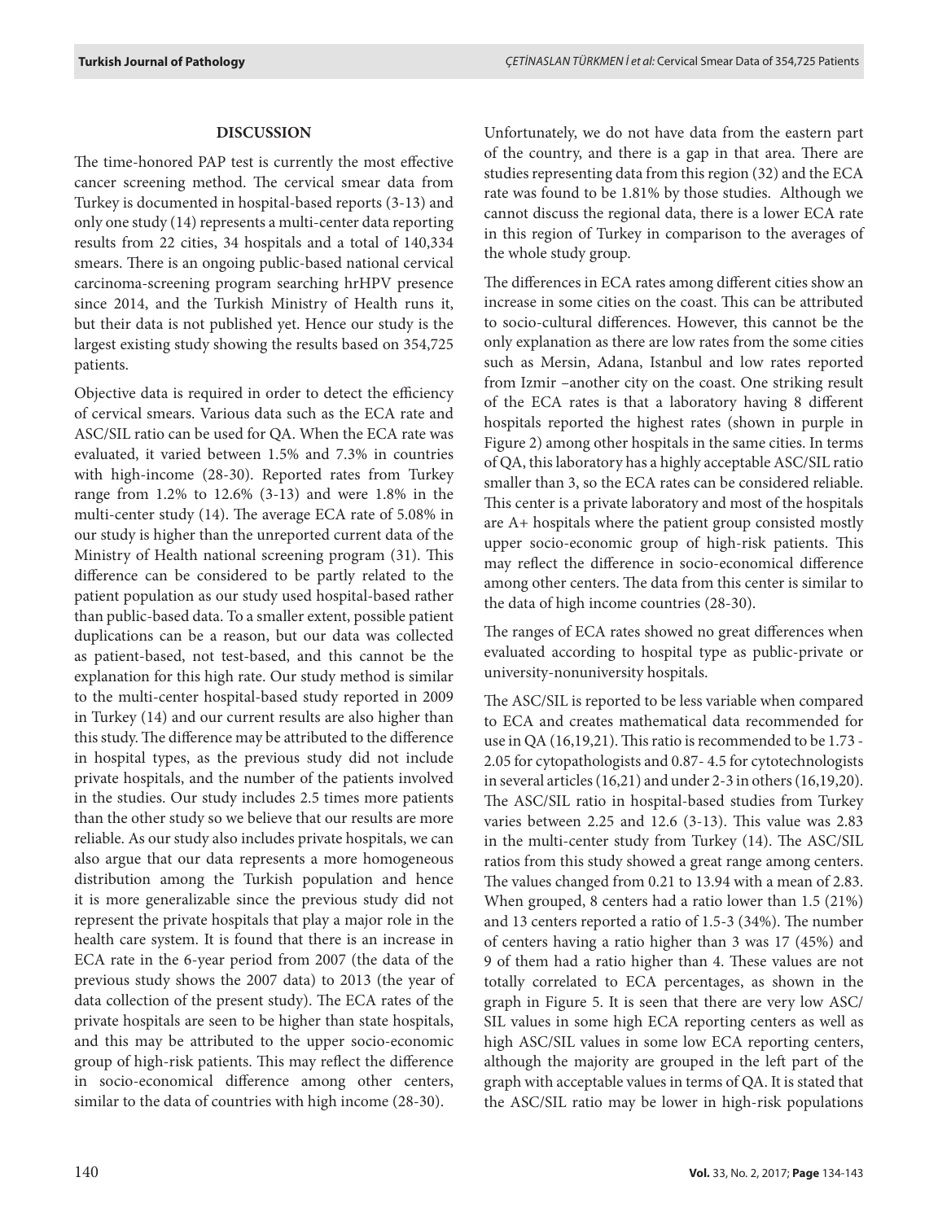## DISCUSSION

The time-honored PAP test is currently the most effective cancer screening method. The cervical smear data from Turkey is documented in hospital-based reports (3-13) and only one study (14) represents a multi-center data reporting results from 22 cities, 34 hospitals and a total of 140,334 smears. There is an ongoing public-based national cervical carcinoma-screening program searching hrHPV presence since 2014, and the Turkish Ministry of Health runs it, but their data is not published yet. Hence our study is the largest existing study showing the results based on 354,725 patients.

Objective data is required in order to detect the efficiency of cervical smears. Various data such as the ECA rate and ASC/SIL ratio can be used for QA. When the ECA rate was evaluated, it varied between 1.5% and 7.3% in countries with high-income (28-30). Reported rates from Turkey range from 1.2% to 12.6% (3-13) and were 1.8% in the multi-center study (14). The average ECA rate of 5.08% in our study is higher than the unreported current data of the Ministry of Health national screening program (31). This difference can be considered to be partly related to the patient population as our study used hospital-based rather than public-based data. To a smaller extent, possible patient duplications can be a reason, but our data was collected as patient-based, not test-based, and this cannot be the explanation for this high rate. Our study method is similar to the multi-center hospital-based study reported in 2009 in Turkey (14) and our current results are also higher than this study. The difference may be attributed to the difference in hospital types, as the previous study did not include private hospitals, and the number of the patients involved in the studies. Our study includes 2.5 times more patients than the other study so we believe that our results are more reliable. As our study also includes private hospitals, we can also argue that our data represents a more homogeneous distribution among the Turkish population and hence it is more generalizable since the previous study did not represent the private hospitals that play a major role in the health care system. It is found that there is an increase in ECA rate in the 6-year period from 2007 (the data of the previous study shows the 2007 data) to 2013 (the year of data collection of the present study). The ECA rates of the private hospitals are seen to be higher than state hospitals, and this may be attributed to the upper socio-economic group of high-risk patients. This may reflect the difference in socio-economical difference among other centers, similar to the data of countries with high income (28-30).

Unfortunately, we do not have data from the eastern part of the country, and there is a gap in that area. There are studies representing data from this region (32) and the ECA rate was found to be 1.81% by those studies. Although we cannot discuss the regional data, there is a lower ECA rate in this region of Turkey in comparison to the averages of the whole study group.

The differences in ECA rates among different cities show an increase in some cities on the coast. This can be attributed to socio-cultural differences. However, this cannot be the only explanation as there are low rates from the some cities such as Mersin, Adana, Istanbul and low rates reported from Izmir –another city on the coast. One striking result of the ECA rates is that a laboratory having 8 different hospitals reported the highest rates (shown in purple in Figure 2) among other hospitals in the same cities. In terms of QA, this laboratory has a highly acceptable ASC/SIL ratio smaller than 3, so the ECA rates can be considered reliable. This center is a private laboratory and most of the hospitals are A+ hospitals where the patient group consisted mostly upper socio-economic group of high-risk patients. This may reflect the difference in socio-economical difference among other centers. The data from this center is similar to the data of high income countries (28-30).

The ranges of ECA rates showed no great differences when evaluated according to hospital type as public-private or university-nonuniversity hospitals.

The ASC/SIL is reported to be less variable when compared to ECA and creates mathematical data recommended for use in QA (16,19,21). This ratio is recommended to be 1.73 - 2.05 for cytopathologists and 0.87- 4.5 for cytotechnologists in several articles (16,21) and under 2-3 in others (16,19,20). The ASC/SIL ratio in hospital-based studies from Turkey varies between 2.25 and 12.6 (3-13). This value was 2.83 in the multi-center study from Turkey (14). The ASC/SIL ratios from this study showed a great range among centers. The values changed from 0.21 to 13.94 with a mean of 2.83. When grouped, 8 centers had a ratio lower than 1.5 (21%) and 13 centers reported a ratio of 1.5-3 (34%). The number of centers having a ratio higher than 3 was 17 (45%) and 9 of them had a ratio higher than 4. These values are not totally correlated to ECA percentages, as shown in the graph in Figure 5. It is seen that there are very low ASC/SIL values in some high ECA reporting centers as well as high ASC/SIL values in some low ECA reporting centers, although the majority are grouped in the left part of the graph with acceptable values in terms of QA. It is stated that the ASC/SIL ratio may be lower in high-risk populations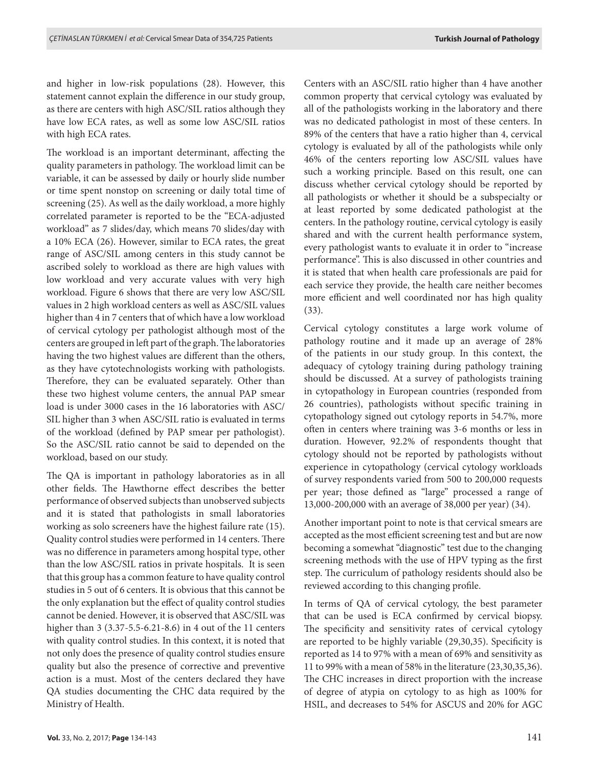and higher in low-risk populations (28). However, this statement cannot explain the difference in our study group, as there are centers with high ASC/SIL ratios although they have low ECA rates, as well as some low ASC/SIL ratios with high ECA rates.

The workload is an important determinant, affecting the quality parameters in pathology. The workload limit can be variable, it can be assessed by daily or hourly slide number or time spent nonstop on screening or daily total time of screening (25). As well as the daily workload, a more highly correlated parameter is reported to be the "ECA-adjusted workload" as 7 slides/day, which means 70 slides/day with a 10% ECA (26). However, similar to ECA rates, the great range of ASC/SIL among centers in this study cannot be ascribed solely to workload as there are high values with low workload and very accurate values with very high workload. Figure 6 shows that there are very low ASC/SIL values in 2 high workload centers as well as ASC/SIL values higher than 4 in 7 centers that of which have a low workload of cervical cytology per pathologist although most of the centers are grouped in left part of the graph. The laboratories having the two highest values are different than the others, as they have cytotechnologists working with pathologists. Therefore, they can be evaluated separately. Other than these two highest volume centers, the annual PAP smear load is under 3000 cases in the 16 laboratories with ASC/SIL higher than 3 when ASC/SIL ratio is evaluated in terms of the workload (defined by PAP smear per pathologist). So the ASC/SIL ratio cannot be said to depended on the workload, based on our study.

The QA is important in pathology laboratories as in all other fields. The Hawthorne effect describes the better performance of observed subjects than unobserved subjects and it is stated that pathologists in small laboratories working as solo screeners have the highest failure rate (15). Quality control studies were performed in 14 centers. There was no difference in parameters among hospital type, other than the low ASC/SIL ratios in private hospitals. It is seen that this group has a common feature to have quality control studies in 5 out of 6 centers. It is obvious that this cannot be the only explanation but the effect of quality control studies cannot be denied. However, it is observed that ASC/SIL was higher than 3 (3.37-5.5-6.21-8.6) in 4 out of the 11 centers with quality control studies. In this context, it is noted that not only does the presence of quality control studies ensure quality but also the presence of corrective and preventive action is a must. Most of the centers declared they have QA studies documenting the CHC data required by the Ministry of Health.

Centers with an ASC/SIL ratio higher than 4 have another common property that cervical cytology was evaluated by all of the pathologists working in the laboratory and there was no dedicated pathologist in most of these centers. In 89% of the centers that have a ratio higher than 4, cervical cytology is evaluated by all of the pathologists while only 46% of the centers reporting low ASC/SIL values have such a working principle. Based on this result, one can discuss whether cervical cytology should be reported by all pathologists or whether it should be a subspecialty or at least reported by some dedicated pathologist at the centers. In the pathology routine, cervical cytology is easily shared and with the current health performance system, every pathologist wants to evaluate it in order to "increase performance". This is also discussed in other countries and it is stated that when health care professionals are paid for each service they provide, the health care neither becomes more efficient and well coordinated nor has high quality (33).

Cervical cytology constitutes a large work volume of pathology routine and it made up an average of 28% of the patients in our study group. In this context, the adequacy of cytology training during pathology training should be discussed. At a survey of pathologists training in cytopathology in European countries (responded from 26 countries), pathologists without specific training in cytopathology signed out cytology reports in 54.7%, more often in centers where training was 3-6 months or less in duration. However, 92.2% of respondents thought that cytology should not be reported by pathologists without experience in cytopathology (cervical cytology workloads of survey respondents varied from 500 to 200,000 requests per year; those defined as "large" processed a range of 13,000-200,000 with an average of 38,000 per year) (34).

Another important point to note is that cervical smears are accepted as the most efficient screening test and but are now becoming a somewhat "diagnostic" test due to the changing screening methods with the use of HPV typing as the first step. The curriculum of pathology residents should also be reviewed according to this changing profile.

In terms of QA of cervical cytology, the best parameter that can be used is ECA confirmed by cervical biopsy. The specificity and sensitivity rates of cervical cytology are reported to be highly variable (29,30,35). Specificity is reported as 14 to 97% with a mean of 69% and sensitivity as 11 to 99% with a mean of 58% in the literature (23,30,35,36). The CHC increases in direct proportion with the increase of degree of atypia on cytology to as high as 100% for HSIL, and decreases to 54% for ASCUS and 20% for AGC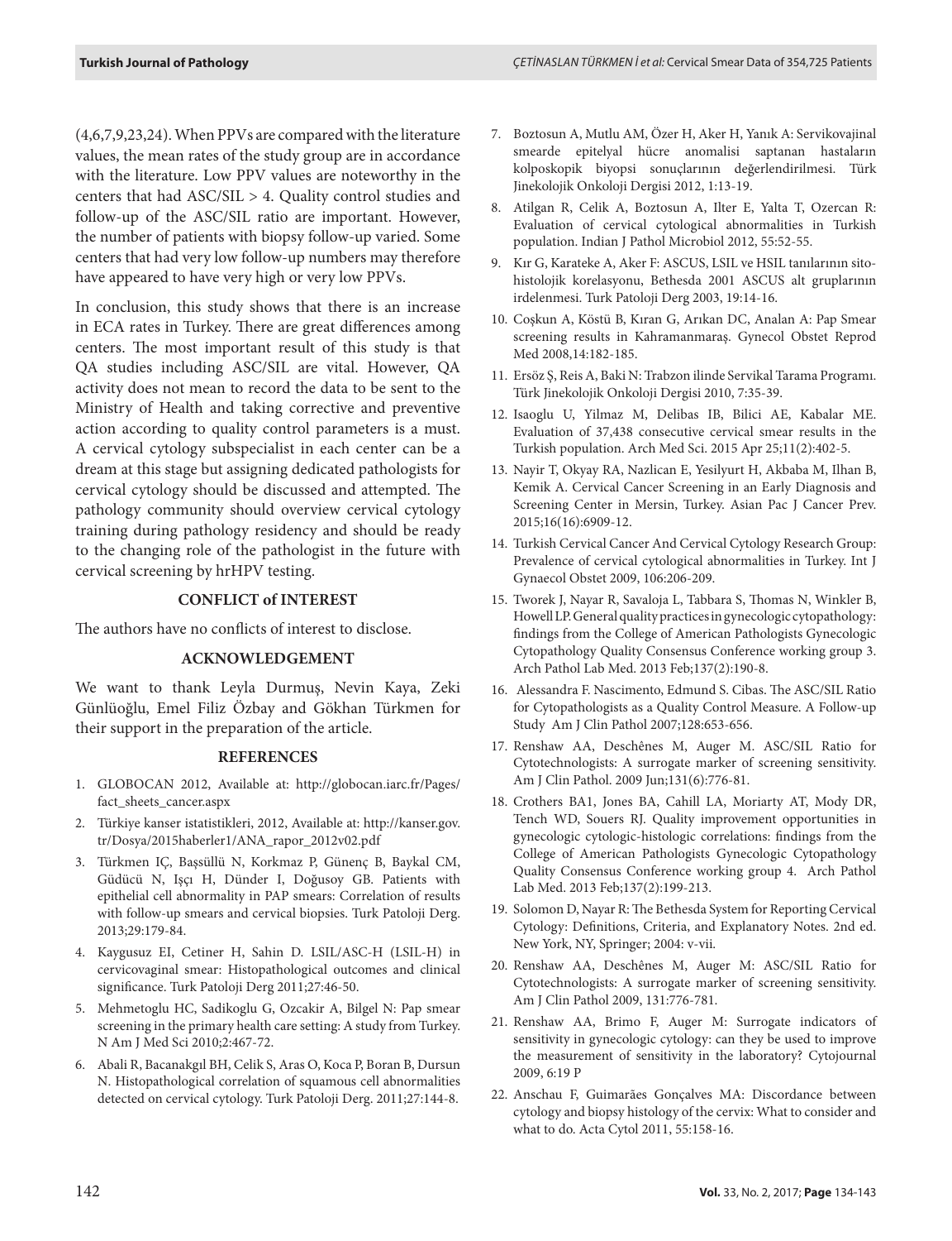(4,6,7,9,23,24). When PPVs are compared with the literature values, the mean rates of the study group are in accordance with the literature. Low PPV values are noteworthy in the centers that had ASC/SIL > 4. Quality control studies and follow-up of the ASC/SIL ratio are important. However, the number of patients with biopsy follow-up varied. Some centers that had very low follow-up numbers may therefore have appeared to have very high or very low PPVs.

In conclusion, this study shows that there is an increase in ECA rates in Turkey. There are great differences among centers. The most important result of this study is that QA studies including ASC/SIL are vital. However, QA activity does not mean to record the data to be sent to the Ministry of Health and taking corrective and preventive action according to quality control parameters is a must. A cervical cytology subspecialist in each center can be a dream at this stage but assigning dedicated pathologists for cervical cytology should be discussed and attempted. The pathology community should overview cervical cytology training during pathology residency and should be ready to the changing role of the pathologist in the future with cervical screening by hrHPV testing.

## CONFLICT of INTEREST

The authors have no conflicts of interest to disclose.

## ACKNOWLEDGEMENT

We want to thank Leyla Durmuş, Nevin Kaya, Zeki Günlüoğlu, Emel Filiz Özbay and Gökhan Türkmen for their support in the preparation of the article.

## REFERENCES

1. GLOBOCAN 2012, Available at: http://globocan.iarc.fr/Pages/fact_sheets_cancer.aspx
2. Türkiye kanser istatistikleri, 2012, Available at: http://kanser.gov.tr/Dosya/2015haberler1/ANA_rapor_2012v02.pdf
3. Türkmen IÇ, Başsüllü N, Korkmaz P, Günenç B, Baykal CM, Güdücü N, Işçı H, Dünder I, Doğusoy GB. Patients with epithelial cell abnormality in PAP smears: Correlation of results with follow-up smears and cervical biopsies. Turk Patoloji Derg. 2013;29:179-84.
4. Kaygusuz EI, Cetiner H, Sahin D. LSIL/ASC-H (LSIL-H) in cervicovaginal smear: Histopathological outcomes and clinical significance. Turk Patoloji Derg 2011;27:46-50.
5. Mehmetoglu HC, Sadikoglu G, Ozcakir A, Bilgel N: Pap smear screening in the primary health care setting: A study from Turkey. N Am J Med Sci 2010;2:467-72.
6. Abali R, Bacanakgıl BH, Celik S, Aras O, Koca P, Boran B, Dursun N. Histopathological correlation of squamous cell abnormalities detected on cervical cytology. Turk Patoloji Derg. 2011;27:144-8.
7. Boztosun A, Mutlu AM, Özer H, Aker H, Yanık A: Servikovajinal smearde epitelyal hücre anomalisi saptanan hastaların kolposkopik biyopsi sonuçlarının değerlendirilmesi. Türk Jinekolojik Onkoloji Dergisi 2012, 1:13-19.
8. Atilgan R, Celik A, Boztosun A, Ilter E, Yalta T, Ozercan R: Evaluation of cervical cytological abnormalities in Turkish population. Indian J Pathol Microbiol 2012, 55:52-55.
9. Kır G, Karateke A, Aker F: ASCUS, LSIL ve HSIL tanılarının sito-histolojik korelasyonu, Bethesda 2001 ASCUS alt gruplarının irdelenmesi. Turk Patoloji Derg 2003, 19:14-16.
10. Coşkun A, Köstü B, Kıran G, Arıkan DC, Analan A: Pap Smear screening results in Kahramanmaraş. Gynecol Obstet Reprod Med 2008,14:182-185.
11. Ersöz Ş, Reis A, Baki N: Trabzon ilinde Servikal Tarama Programı. Türk Jinekolojik Onkoloji Dergisi 2010, 7:35-39.
12. Isaoglu U, Yilmaz M, Delibas IB, Bilici AE, Kabalar ME. Evaluation of 37,438 consecutive cervical smear results in the Turkish population. Arch Med Sci. 2015 Apr 25;11(2):402-5.
13. Nayir T, Okyay RA, Nazlican E, Yesilyurt H, Akbaba M, Ilhan B, Kemik A. Cervical Cancer Screening in an Early Diagnosis and Screening Center in Mersin, Turkey. Asian Pac J Cancer Prev. 2015;16(16):6909-12.
14. Turkish Cervical Cancer And Cervical Cytology Research Group: Prevalence of cervical cytological abnormalities in Turkey. Int J Gynaecol Obstet 2009, 106:206-209.
15. Tworek J, Nayar R, Savaloja L, Tabbara S, Thomas N, Winkler B, Howell LP. General quality practices in gynecologic cytopathology: findings from the College of American Pathologists Gynecologic Cytopathology Quality Consensus Conference working group 3. Arch Pathol Lab Med. 2013 Feb;137(2):190-8.
16. Alessandra F. Nascimento, Edmund S. Cibas. The ASC/SIL Ratio for Cytopathologists as a Quality Control Measure. A Follow-up Study Am J Clin Pathol 2007;128:653-656.
17. Renshaw AA, Deschênes M, Auger M. ASC/SIL Ratio for Cytotechnologists: A surrogate marker of screening sensitivity. Am J Clin Pathol. 2009 Jun;131(6):776-81.
18. Crothers BA1, Jones BA, Cahill LA, Moriarty AT, Mody DR, Tench WD, Souers RJ. Quality improvement opportunities in gynecologic cytologic-histologic correlations: findings from the College of American Pathologists Gynecologic Cytopathology Quality Consensus Conference working group 4. Arch Pathol Lab Med. 2013 Feb;137(2):199-213.
19. Solomon D, Nayar R: The Bethesda System for Reporting Cervical Cytology: Definitions, Criteria, and Explanatory Notes. 2nd ed. New York, NY, Springer; 2004: v-vii.
20. Renshaw AA, Deschênes M, Auger M: ASC/SIL Ratio for Cytotechnologists: A surrogate marker of screening sensitivity. Am J Clin Pathol 2009, 131:776-781.
21. Renshaw AA, Brimo F, Auger M: Surrogate indicators of sensitivity in gynecologic cytology: can they be used to improve the measurement of sensitivity in the laboratory? Cytojournal 2009, 6:19 P
22. Anschau F, Guimarães Gonçalves MA: Discordance between cytology and biopsy histology of the cervix: What to consider and what to do. Acta Cytol 2011, 55:158-16.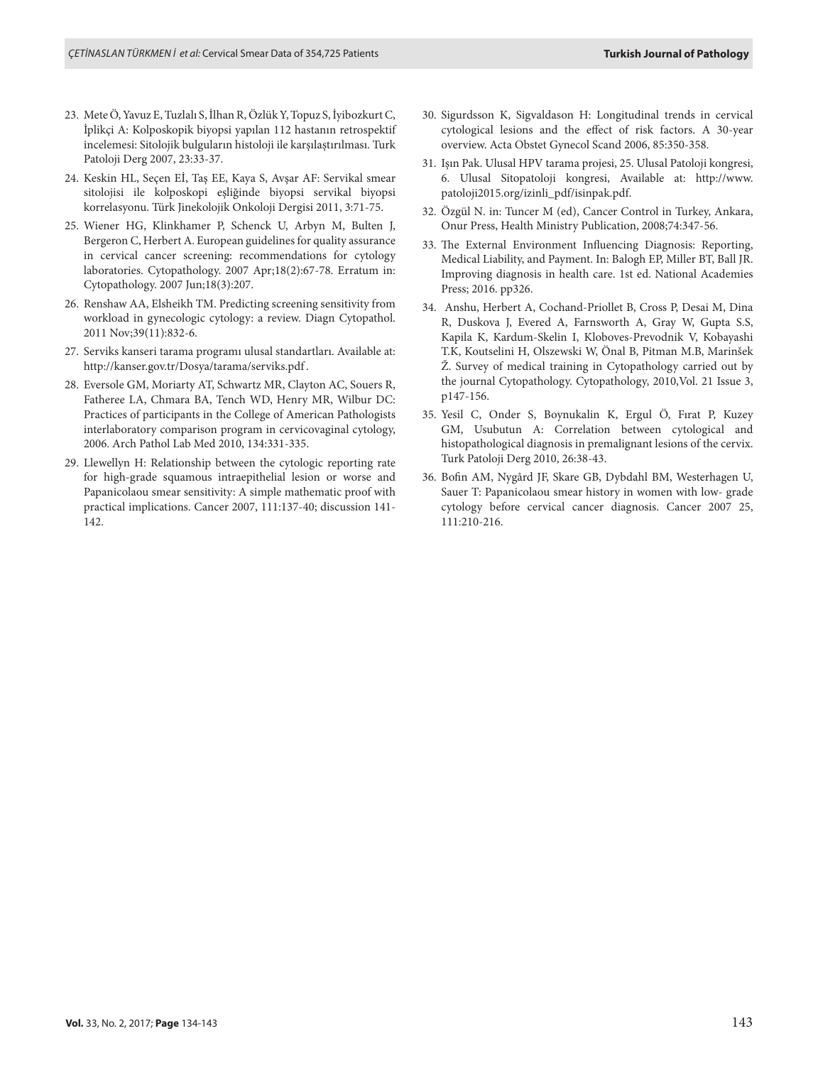23. Mete Ö, Yavuz E, Tuzlalı S, İlhan R, Özlük Y, Topuz S, İyibozkurt C, İplikçi A: Kolposkopik biyopsi yapılan 112 hastanın retrospektif incelemesi: Sitolojik bulguların histoloji ile karşılaştırılması. Turk Patoloji Derg 2007, 23:33-37.
24. Keskin HL, Seçen Eİ, Taş EE, Kaya S, Avşar AF: Servikal smear sitolojisi ile kolposkopi eşliğinde biyopsi servikal biyopsi korrelasyonu. Türk Jinekolojik Onkoloji Dergisi 2011, 3:71-75.
25. Wiener HG, Klinkhamer P, Schenck U, Arbyn M, Bulten J, Bergeron C, Herbert A. European guidelines for quality assurance in cervical cancer screening: recommendations for cytology laboratories. Cytopathology. 2007 Apr;18(2):67-78. Erratum in: Cytopathology. 2007 Jun;18(3):207.
26. Renshaw AA, Elsheikh TM. Predicting screening sensitivity from workload in gynecologic cytology: a review. Diagn Cytopathol. 2011 Nov;39(11):832-6.
27. Serviks kanseri tarama programı ulusal standartları. Available at: http://kanser.gov.tr/Dosya/tarama/serviks.pdf .
28. Eversole GM, Moriarty AT, Schwartz MR, Clayton AC, Souers R, Fatheree LA, Chmara BA, Tench WD, Henry MR, Wilbur DC: Practices of participants in the College of American Pathologists interlaboratory comparison program in cervicovaginal cytology, 2006. Arch Pathol Lab Med 2010, 134:331-335.
29. Llewellyn H: Relationship between the cytologic reporting rate for high-grade squamous intraepithelial lesion or worse and Papanicolaou smear sensitivity: A simple mathematic proof with practical implications. Cancer 2007, 111:137-40; discussion 141-142.
30. Sigurdsson K, Sigvaldason H: Longitudinal trends in cervical cytological lesions and the effect of risk factors. A 30-year overview. Acta Obstet Gynecol Scand 2006, 85:350-358.
31. Işın Pak. Ulusal HPV tarama projesi, 25. Ulusal Patoloji kongresi, 6. Ulusal Sitopatoloji kongresi, Available at: http://www.patoloji2015.org/izinli_pdf/isinpak.pdf.
32. Özgül N. in: Tuncer M (ed), Cancer Control in Turkey, Ankara, Onur Press, Health Ministry Publication, 2008;74:347-56.
33. The External Environment Influencing Diagnosis: Reporting, Medical Liability, and Payment. In: Balogh EP, Miller BT, Ball JR. Improving diagnosis in health care. 1st ed. National Academies Press; 2016. pp326.
34. Anshu, Herbert A, Cochand-Priollet B, Cross P, Desai M, Dina R, Duskova J, Evered A, Farnsworth A, Gray W, Gupta S.S, Kapila K, Kardum-Skelin I, Kloboves-Prevodnik V, Kobayashi T.K, Koutselini H, Olszewski W, Önal B, Pitman M.B, Marinšek Ž. Survey of medical training in Cytopathology carried out by the journal Cytopathology. Cytopathology, 2010,Vol. 21 Issue 3, p147-156.
35. Yesil C, Onder S, Boynukalin K, Ergul Ö, Fırat P, Kuzey GM, Usubutun A: Correlation between cytological and histopathological diagnosis in premalignant lesions of the cervix. Turk Patoloji Derg 2010, 26:38-43.
36. Bofin AM, Nygård JF, Skare GB, Dybdahl BM, Westerhagen U, Sauer T: Papanicolaou smear history in women with low- grade cytology before cervical cancer diagnosis. Cancer 2007 25, 111:210-216.